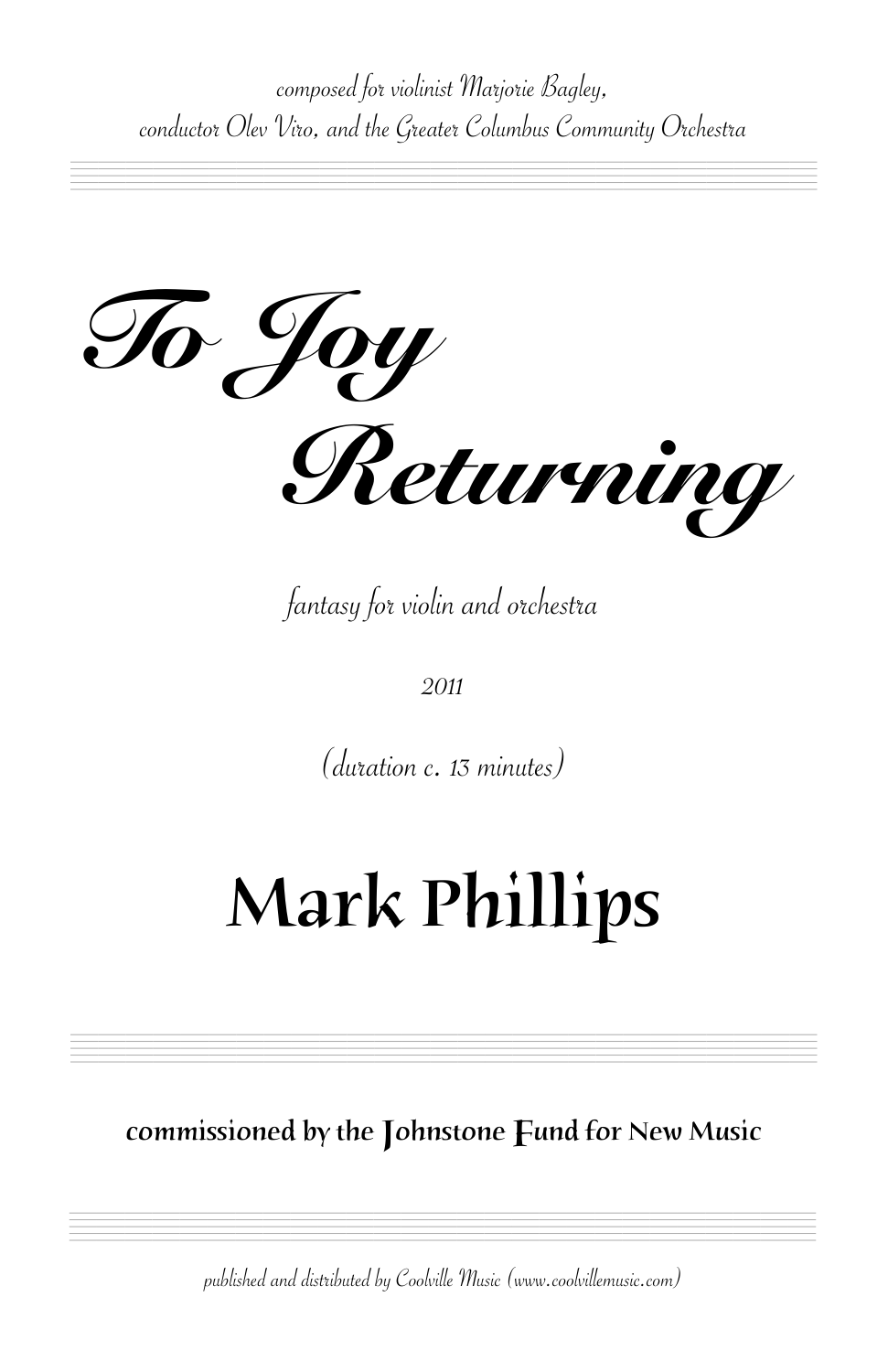*composed for violinist Marjorie Bagley,*
*conductor Olev Viro, and the Greater Columbus Community Orchestra*

# *To Joy Returning*

*fantasy for violin and orchestra*

*2011*

*(duration c. 13 minutes)*

## Mark Phillips

**commissioned by the Johnstone Fund for New Music**

*published and distributed by Coolville Music (www.coolvillemusic.com)*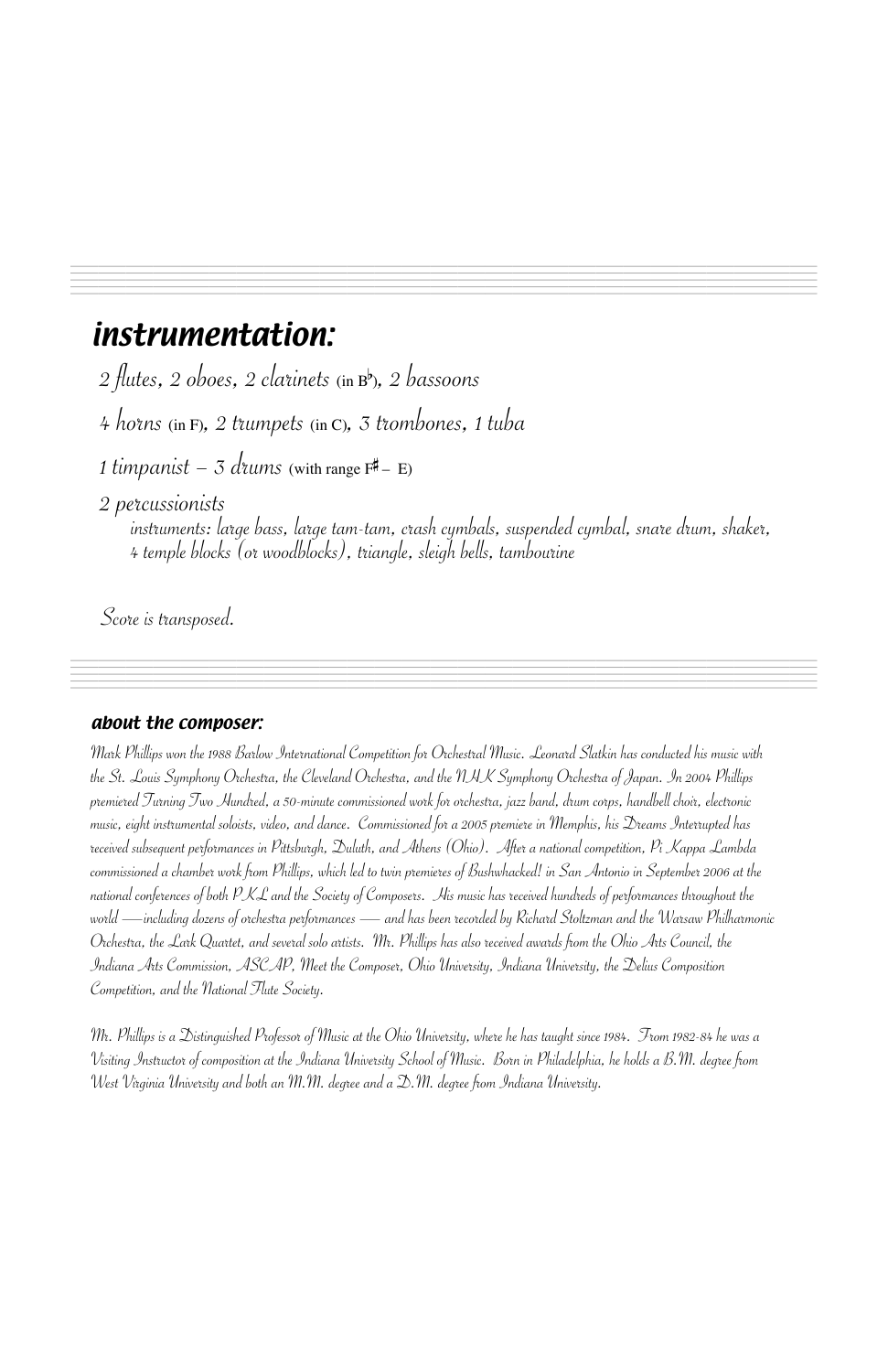## instrumentation:

2 flutes, 2 oboes, 2 clarinets (in B♭), 2 bassoons

4 horns (in F), 2 trumpets (in C), 3 trombones, 1 tuba

1 timpanist – 3 drums (with range F♯ – E)

2 percussionists
instruments: large bass, large tam-tam, crash cymbals, suspended cymbal, snare drum, shaker, 4 temple blocks (or woodblocks), triangle, sleigh bells, tambourine

Score is transposed.

### about the composer:

*Mark Phillips won the 1988 Barlow International Competition for Orchestral Music. Leonard Slatkin has conducted his music with the St. Louis Symphony Orchestra, the Cleveland Orchestra, and the NHK Symphony Orchestra of Japan. In 2004 Phillips premiered Turning Two Hundred, a 50-minute commissioned work for orchestra, jazz band, drum corps, handbell choir, electronic music, eight instrumental soloists, video, and dance. Commissioned for a 2005 premiere in Memphis, his Dreams Interrupted has received subsequent performances in Pittsburgh, Duluth, and Athens (Ohio). After a national competition, Pi Kappa Lambda commissioned a chamber work from Phillips, which led to twin premieres of Bushwhacked! in San Antonio in September 2006 at the national conferences of both PKL and the Society of Composers. His music has received hundreds of performances throughout the world —including dozens of orchestra performances — and has been recorded by Richard Stoltzman and the Warsaw Philharmonic Orchestra, the Lark Quartet, and several solo artists. Mr. Phillips has also received awards from the Ohio Arts Council, the Indiana Arts Commission, ASCAP, Meet the Composer, Ohio University, Indiana University, the Delius Composition Competition, and the National Flute Society.*

*Mr. Phillips is a Distinguished Professor of Music at the Ohio University, where he has taught since 1984. From 1982-84 he was a Visiting Instructor of composition at the Indiana University School of Music. Born in Philadelphia, he holds a B.M. degree from West Virginia University and both an M.M. degree and a D.M. degree from Indiana University.*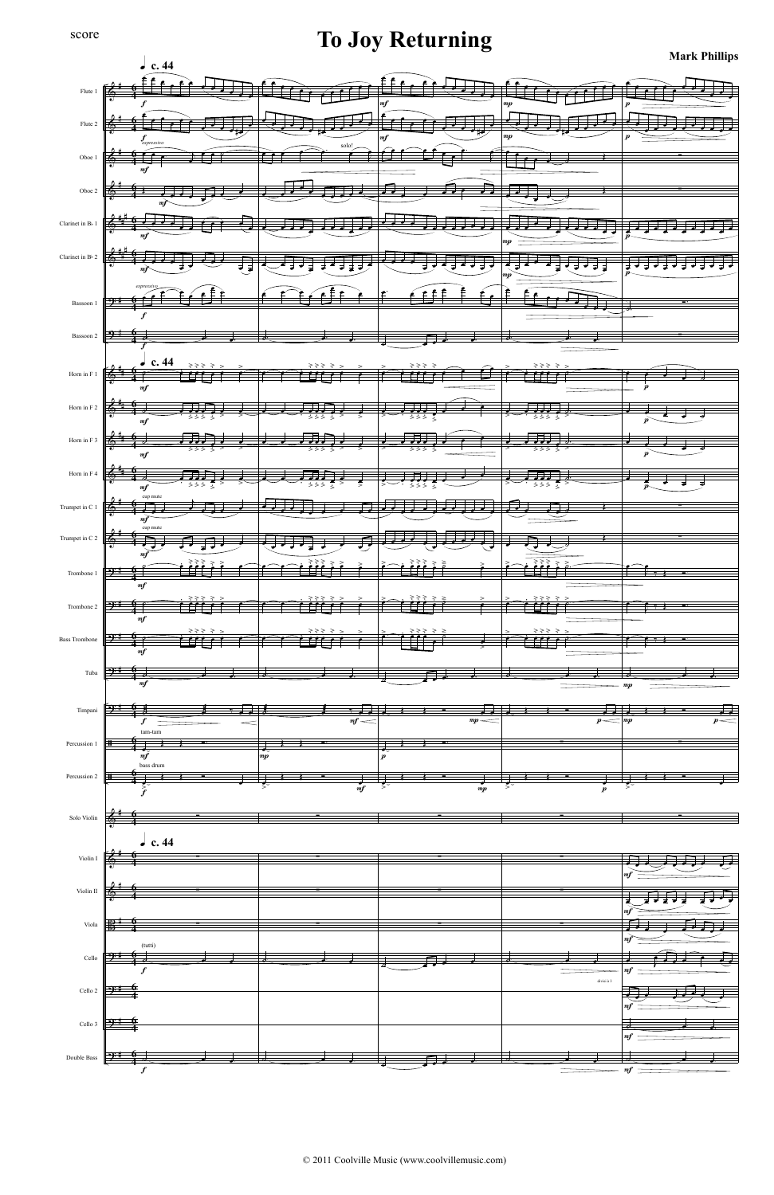score

# To Joy Returning

**Mark Phillips**

© 2011 Coolville Music (www.coolvillemusic.com)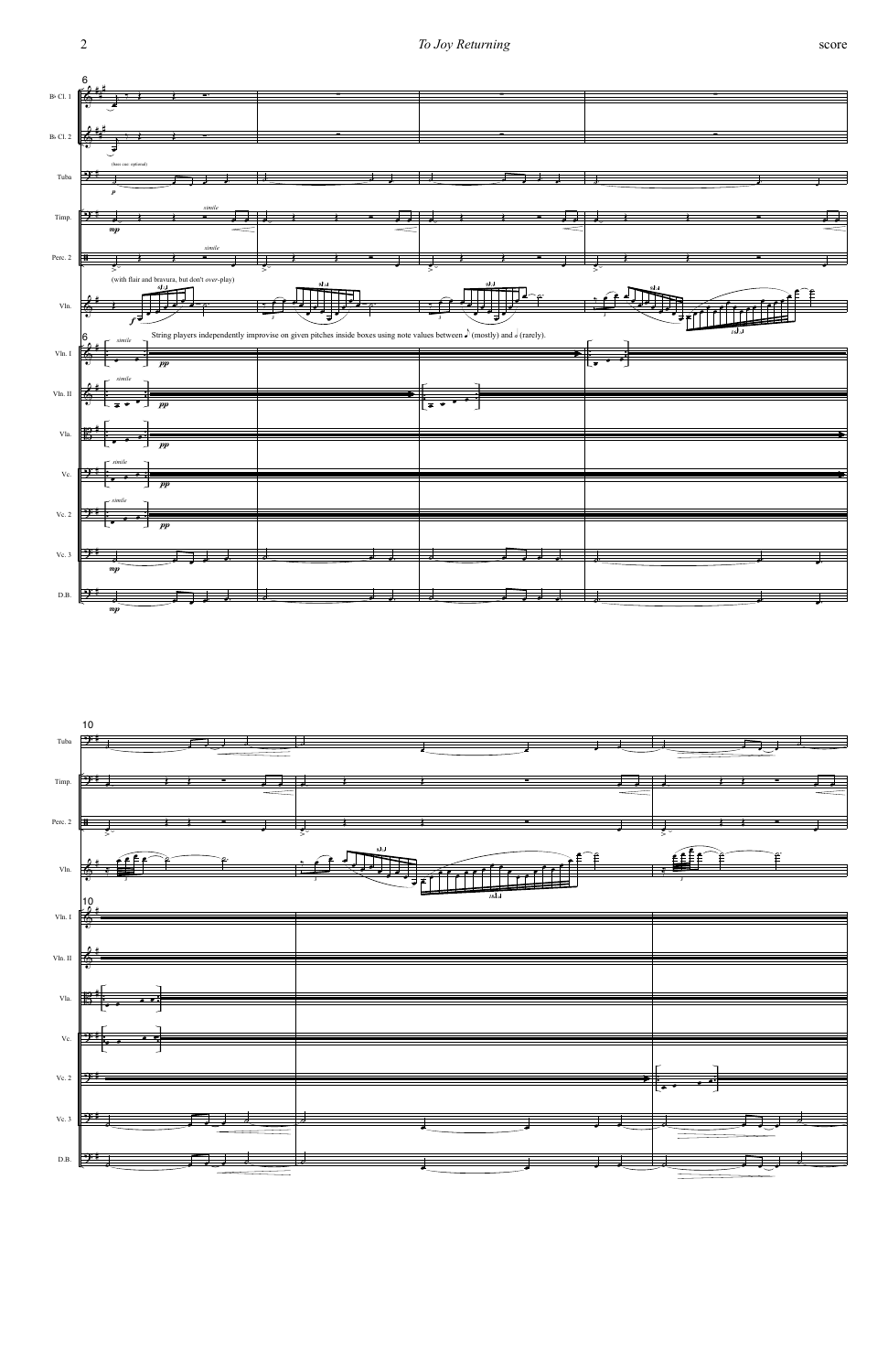(bass cue: optional)

(with flair and bravura, but don't *over*-play)

String players independently improvise on given pitches inside boxes using note values between 𝅘𝅥𝅮 (mostly) and 𝅗𝅥 (rarely).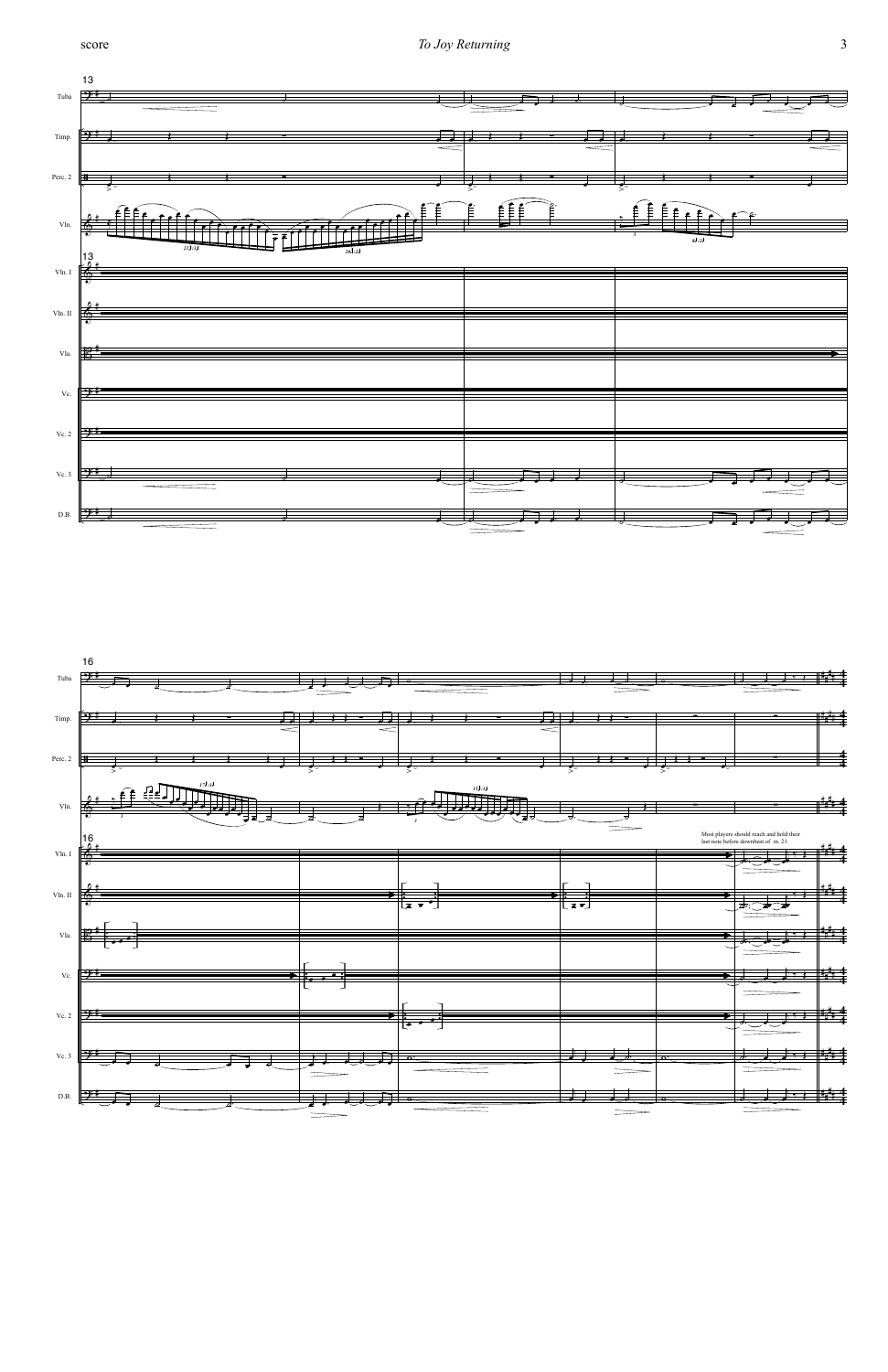Most players should reach and hold their last note before downbeat of m. 21.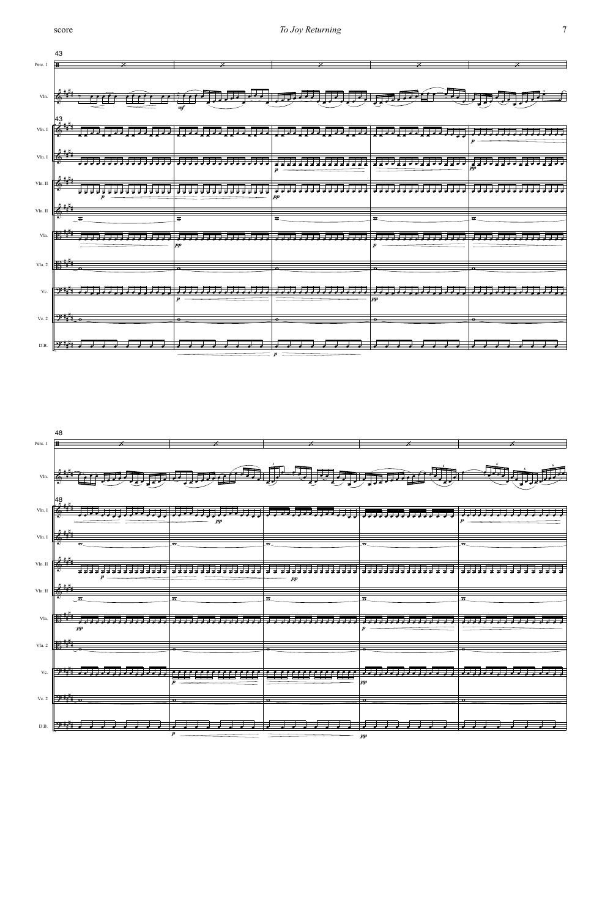43

Perc. 1

Vln.

*mf*

43

Vln. I

Vln. I

Vln. II

Vln. II

Vla.

Vla. 2

Vc.

Vc. 2

D.B.

*p*

*pp*

*p*

*pp*

*p*

48

Perc. 1

Vln.

48

Vln. I

Vln. I

Vln. II

Vln. II

Vla.

Vla. 2

Vc.

Vc. 2

D.B.

*pp*

*p*

*pp*

*p*

*pp*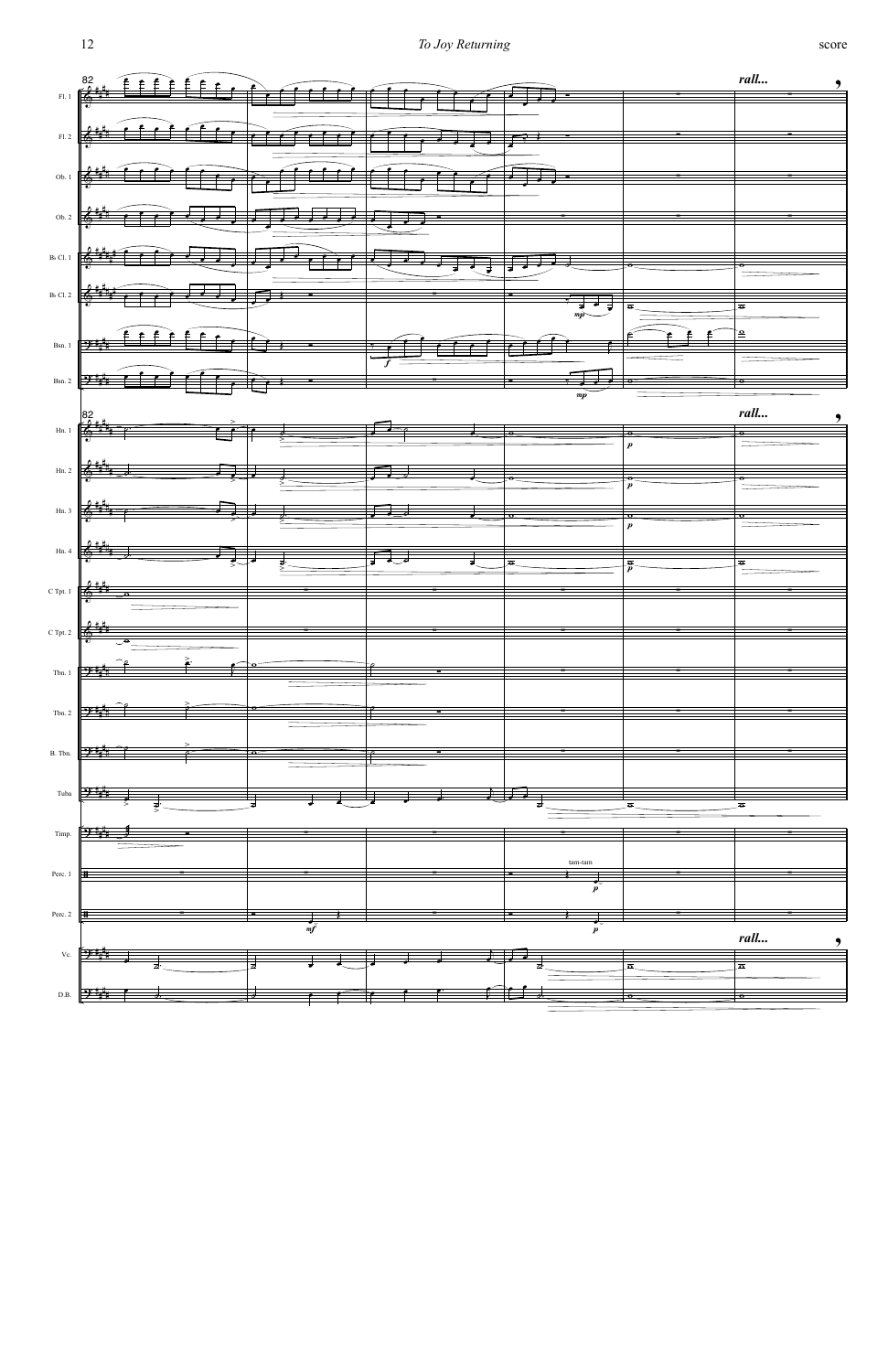82

rall...

Fl. 1

Fl. 2

Ob. 1

Ob. 2

B♭ Cl. 1

B♭ Cl. 2

*mp*

Bsn. 1

*f*

Bsn. 2

*mp*

82

rall...

Hn. 1

*p*

Hn. 2

*p*

Hn. 3

*p*

Hn. 4

*p*

C Tpt. 1

C Tpt. 2

Tbn. 1

Tbn. 2

B. Tbn.

Tuba

Timp.

tam-tam

Perc. 1

*p*

Perc. 2

*mf*

*p*

rall...

Vc.

D.B.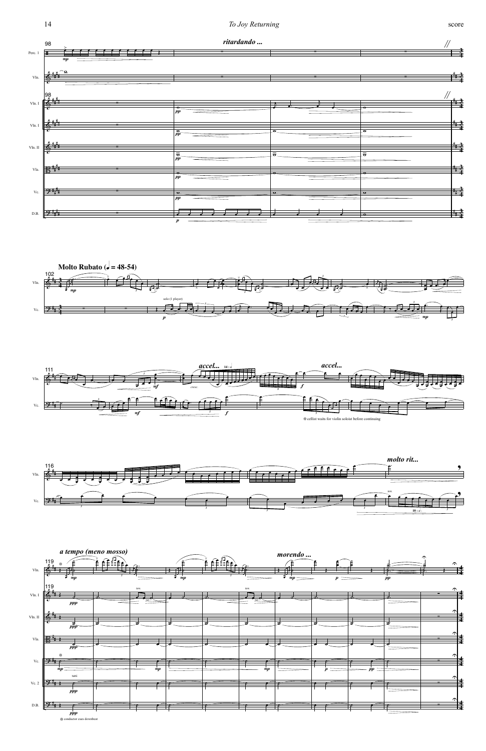**ritardando ...**

**Molto Rubato (♩ = 48-54)**

solo (1 player)

*accel...* 14 : ♩

*accel...*

❊ cellist waits for violin soloist before continuing

*molto rit...*

ten.

10 : ♩

**a tempo (meno mosso)**

*morendo ...*

ten.

ten.

tutti

❊ conductor cues downbeat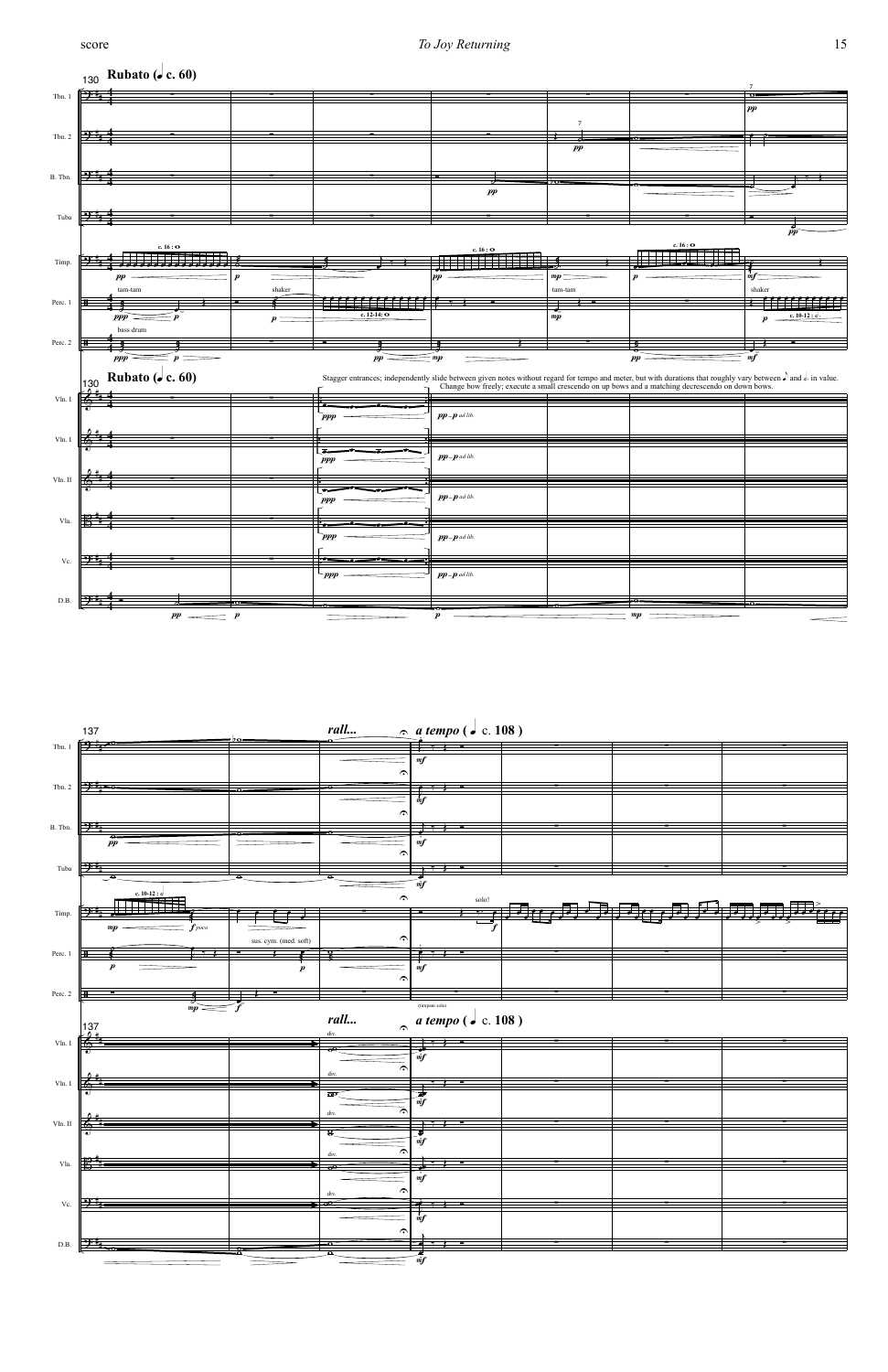Rubato (♩. c. 60)

Stagger entrances; independently slide between given notes without regard for tempo and meter, but with durations that roughly vary between ♪ and ♩. in value. Change bow freely; execute a small crescendo on up bows and a matching decrescendo on down bows.

rall... a tempo (♩ c. 108 )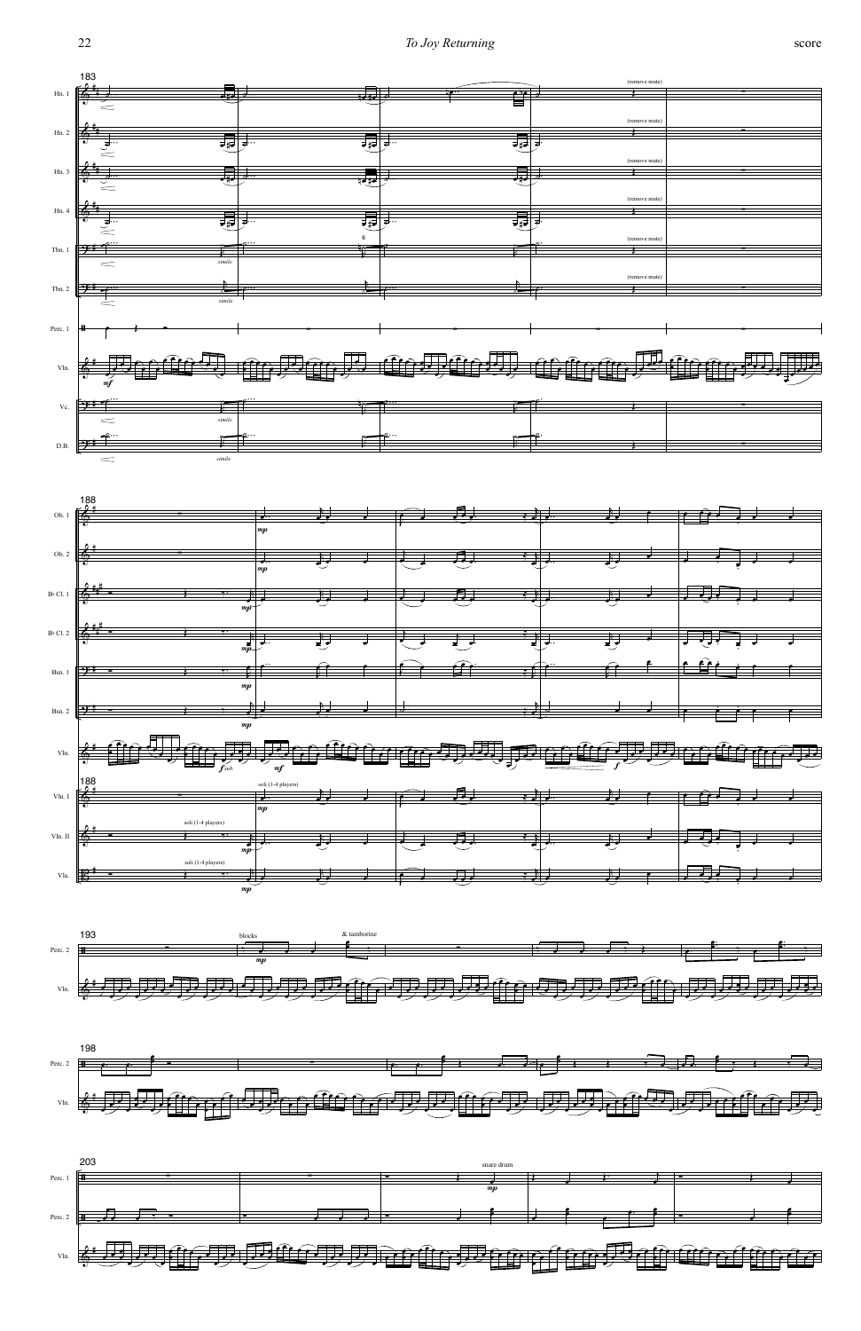183

Hn. 1 (remove mute)

Hn. 2 (remove mute)

Hn. 3 (remove mute)

Hn. 4 (remove mute)

Tbn. 1 *simile* (remove mute)

Tbn. 2 *simile* (remove mute)

Perc. 1

Vln. *mf*

Vc. *simile*

D.B. *simile*

188

Ob. 1 *mp*

Ob. 2 *mp*

B♭ Cl. 1 *mp*

B♭ Cl. 2 *mp*

Bsn. 1 *mp*

Bsn. 2 *mp*

Vln. *f sub.* *mf* *f*

Vln. I soli (1-4 players) *mp*

Vln. II soli (1-4 players) *mp*

Vla. soli (1-4 players) *mp*

193

Perc. 2 blocks *mp* & tamborine

Vln.

198

Perc. 2

Vln.

203

Perc. 1 snare drum *mp*

Perc. 2

Vln.